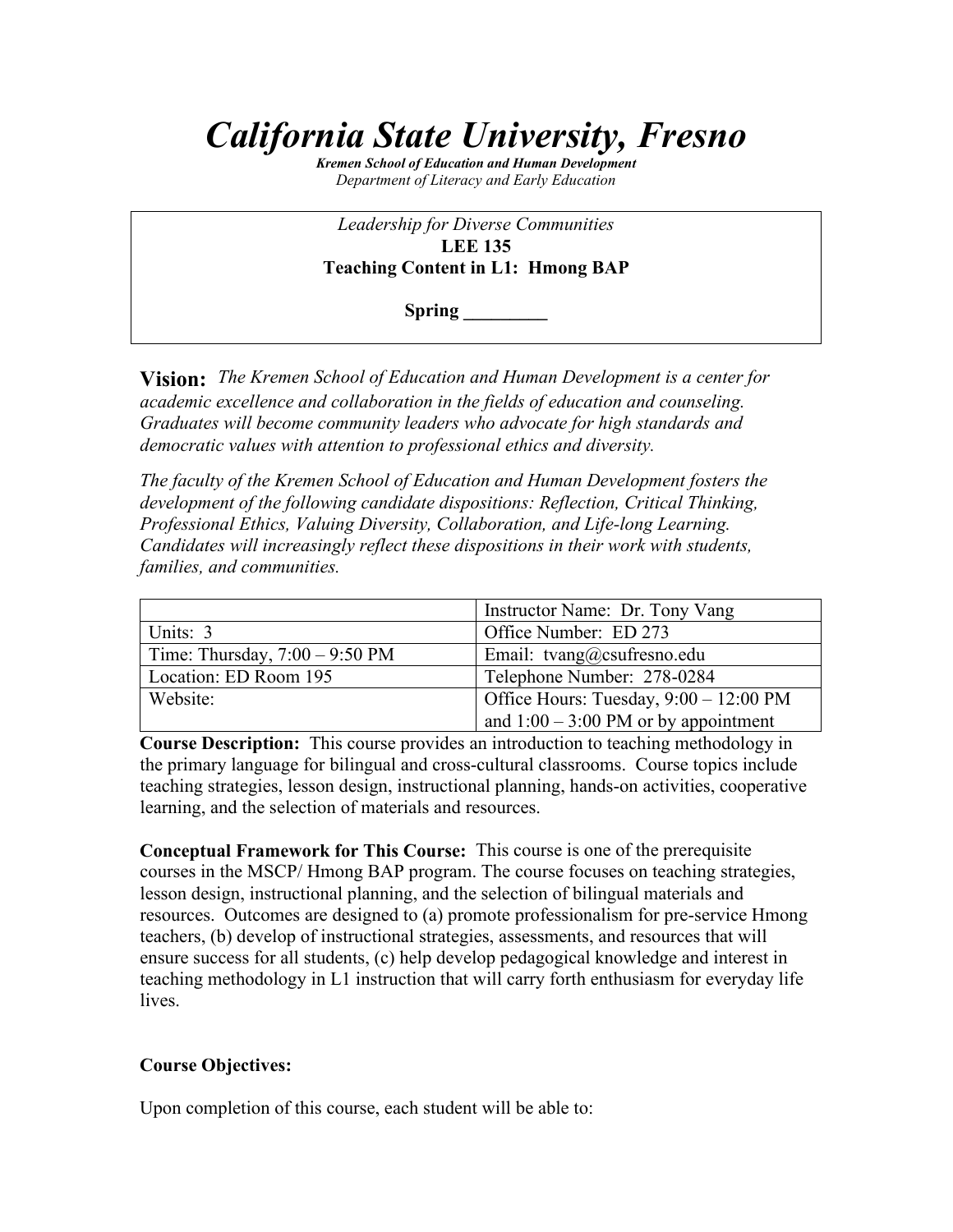# *California State University, Fresno*

***Kremen School of Education and Human Development***
*Department of Literacy and Early Education*

*Leadership for Diverse Communities*
**LEE 135**
**Teaching Content in L1: Hmong BAP**

**Spring _________**

**Vision:** *The Kremen School of Education and Human Development is a center for academic excellence and collaboration in the fields of education and counseling. Graduates will become community leaders who advocate for high standards and democratic values with attention to professional ethics and diversity.*

*The faculty of the Kremen School of Education and Human Development fosters the development of the following candidate dispositions: Reflection, Critical Thinking, Professional Ethics, Valuing Diversity, Collaboration, and Life-long Learning. Candidates will increasingly reflect these dispositions in their work with students, families, and communities.*

| | Instructor Name: Dr. Tony Vang |
|---|---|
| Units: 3 | Office Number: ED 273 |
| Time: Thursday, 7:00 – 9:50 PM | Email: tvang@csufresno.edu |
| Location: ED Room 195 | Telephone Number: 278-0284 |
| Website: | Office Hours: Tuesday, 9:00 – 12:00 PM and 1:00 – 3:00 PM or by appointment |

**Course Description:** This course provides an introduction to teaching methodology in the primary language for bilingual and cross-cultural classrooms. Course topics include teaching strategies, lesson design, instructional planning, hands-on activities, cooperative learning, and the selection of materials and resources.

**Conceptual Framework for This Course:** This course is one of the prerequisite courses in the MSCP/ Hmong BAP program. The course focuses on teaching strategies, lesson design, instructional planning, and the selection of bilingual materials and resources. Outcomes are designed to (a) promote professionalism for pre-service Hmong teachers, (b) develop of instructional strategies, assessments, and resources that will ensure success for all students, (c) help develop pedagogical knowledge and interest in teaching methodology in L1 instruction that will carry forth enthusiasm for everyday life lives.

**Course Objectives:**

Upon completion of this course, each student will be able to: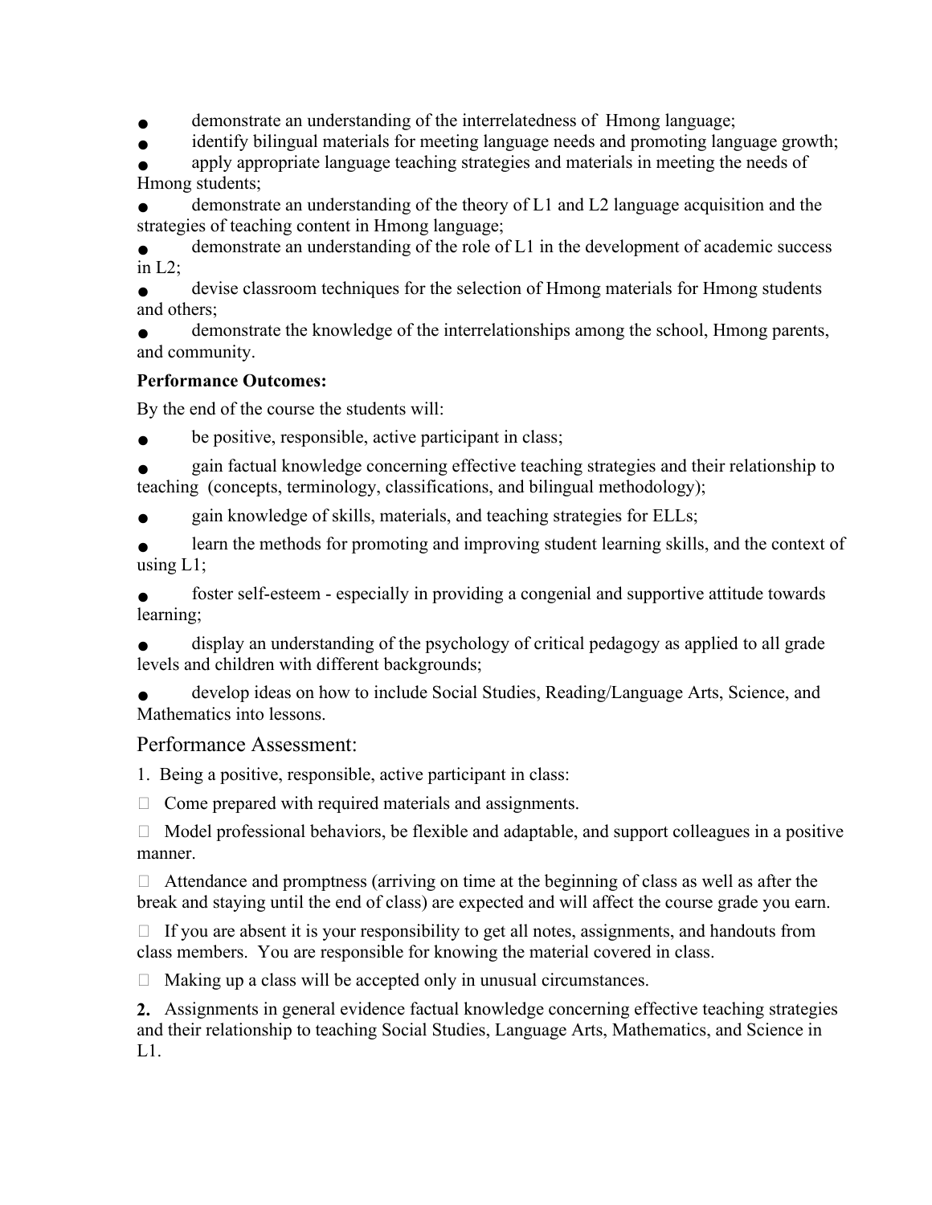- demonstrate an understanding of the interrelatedness of Hmong language;
- identify bilingual materials for meeting language needs and promoting language growth;
- apply appropriate language teaching strategies and materials in meeting the needs of Hmong students;
- demonstrate an understanding of the theory of L1 and L2 language acquisition and the strategies of teaching content in Hmong language;
- demonstrate an understanding of the role of L1 in the development of academic success in L2;
- devise classroom techniques for the selection of Hmong materials for Hmong students and others;
- demonstrate the knowledge of the interrelationships among the school, Hmong parents, and community.

**Performance Outcomes:**

By the end of the course the students will:

- be positive, responsible, active participant in class;
- gain factual knowledge concerning effective teaching strategies and their relationship to teaching (concepts, terminology, classifications, and bilingual methodology);
- gain knowledge of skills, materials, and teaching strategies for ELLs;
- learn the methods for promoting and improving student learning skills, and the context of using L1;
- foster self-esteem - especially in providing a congenial and supportive attitude towards learning;
- display an understanding of the psychology of critical pedagogy as applied to all grade levels and children with different backgrounds;
- develop ideas on how to include Social Studies, Reading/Language Arts, Science, and Mathematics into lessons.

## Performance Assessment:

1. Being a positive, responsible, active participant in class:

- Come prepared with required materials and assignments.
- Model professional behaviors, be flexible and adaptable, and support colleagues in a positive manner.
- Attendance and promptness (arriving on time at the beginning of class as well as after the break and staying until the end of class) are expected and will affect the course grade you earn.
- If you are absent it is your responsibility to get all notes, assignments, and handouts from class members. You are responsible for knowing the material covered in class.
- Making up a class will be accepted only in unusual circumstances.

**2.** Assignments in general evidence factual knowledge concerning effective teaching strategies and their relationship to teaching Social Studies, Language Arts, Mathematics, and Science in L1.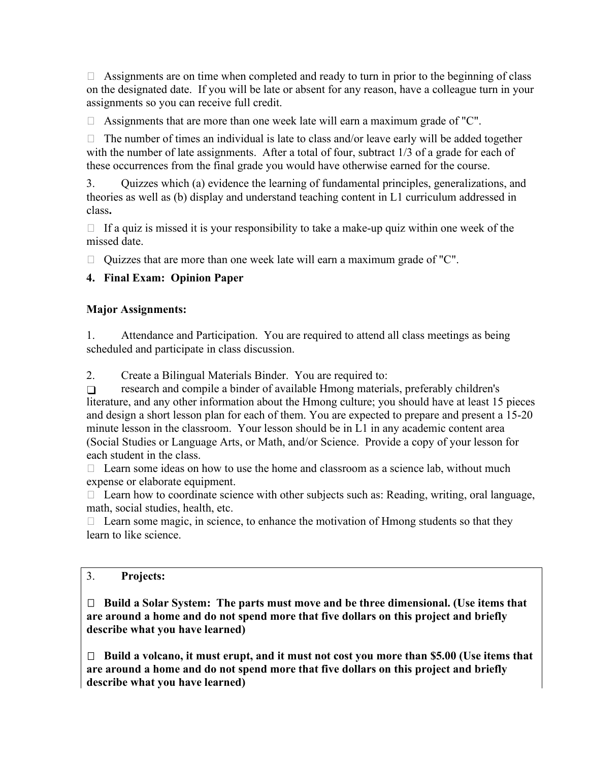- Assignments are on time when completed and ready to turn in prior to the beginning of class on the designated date. If you will be late or absent for any reason, have a colleague turn in your assignments so you can receive full credit.
- Assignments that are more than one week late will earn a maximum grade of "C".
- The number of times an individual is late to class and/or leave early will be added together with the number of late assignments. After a total of four, subtract 1/3 of a grade for each of these occurrences from the final grade you would have otherwise earned for the course.

3. Quizzes which (a) evidence the learning of fundamental principles, generalizations, and theories as well as (b) display and understand teaching content in L1 curriculum addressed in class**.**

- If a quiz is missed it is your responsibility to take a make-up quiz within one week of the missed date.
- Quizzes that are more than one week late will earn a maximum grade of "C".

**4. Final Exam: Opinion Paper**

**Major Assignments:**

1. Attendance and Participation. You are required to attend all class meetings as being scheduled and participate in class discussion.

2. Create a Bilingual Materials Binder. You are required to:

- research and compile a binder of available Hmong materials, preferably children's literature, and any other information about the Hmong culture; you should have at least 15 pieces and design a short lesson plan for each of them. You are expected to prepare and present a 15-20 minute lesson in the classroom. Your lesson should be in L1 in any academic content area (Social Studies or Language Arts, or Math, and/or Science. Provide a copy of your lesson for each student in the class.
- Learn some ideas on how to use the home and classroom as a science lab, without much expense or elaborate equipment.
- Learn how to coordinate science with other subjects such as: Reading, writing, oral language, math, social studies, health, etc.
- Learn some magic, in science, to enhance the motivation of Hmong students so that they learn to like science.

3. **Projects:**

- **Build a Solar System: The parts must move and be three dimensional. (Use items that are around a home and do not spend more that five dollars on this project and briefly describe what you have learned)**
- **Build a volcano, it must erupt, and it must not cost you more than $5.00 (Use items that are around a home and do not spend more that five dollars on this project and briefly describe what you have learned)**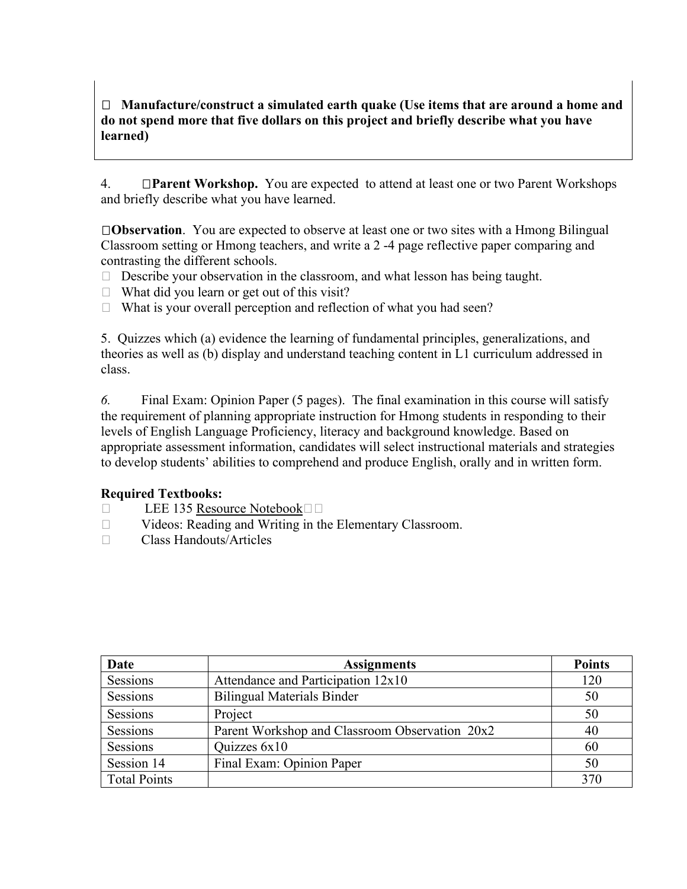- **Manufacture/construct a simulated earth quake (Use items that are around a home and do not spend more that five dollars on this project and briefly describe what you have learned)**

4. **Parent Workshop.** You are expected to attend at least one or two Parent Workshops and briefly describe what you have learned.

**Observation**. You are expected to observe at least one or two sites with a Hmong Bilingual Classroom setting or Hmong teachers, and write a 2 -4 page reflective paper comparing and contrasting the different schools.

- Describe your observation in the classroom, and what lesson has being taught.
- What did you learn or get out of this visit?
- What is your overall perception and reflection of what you had seen?

5. Quizzes which (a) evidence the learning of fundamental principles, generalizations, and theories as well as (b) display and understand teaching content in L1 curriculum addressed in class.

*6.* Final Exam: Opinion Paper (5 pages). The final examination in this course will satisfy the requirement of planning appropriate instruction for Hmong students in responding to their levels of English Language Proficiency, literacy and background knowledge. Based on appropriate assessment information, candidates will select instructional materials and strategies to develop students' abilities to comprehend and produce English, orally and in written form.

**Required Textbooks:**

- LEE 135 Resource Notebook
- Videos: Reading and Writing in the Elementary Classroom.
- Class Handouts/Articles

| Date | Assignments | Points |
|---|---|---|
| Sessions | Attendance and Participation 12x10 | 120 |
| Sessions | Bilingual Materials Binder | 50 |
| Sessions | Project | 50 |
| Sessions | Parent Workshop and Classroom Observation 20x2 | 40 |
| Sessions | Quizzes 6x10 | 60 |
| Session 14 | Final Exam: Opinion Paper | 50 |
| Total Points | | 370 |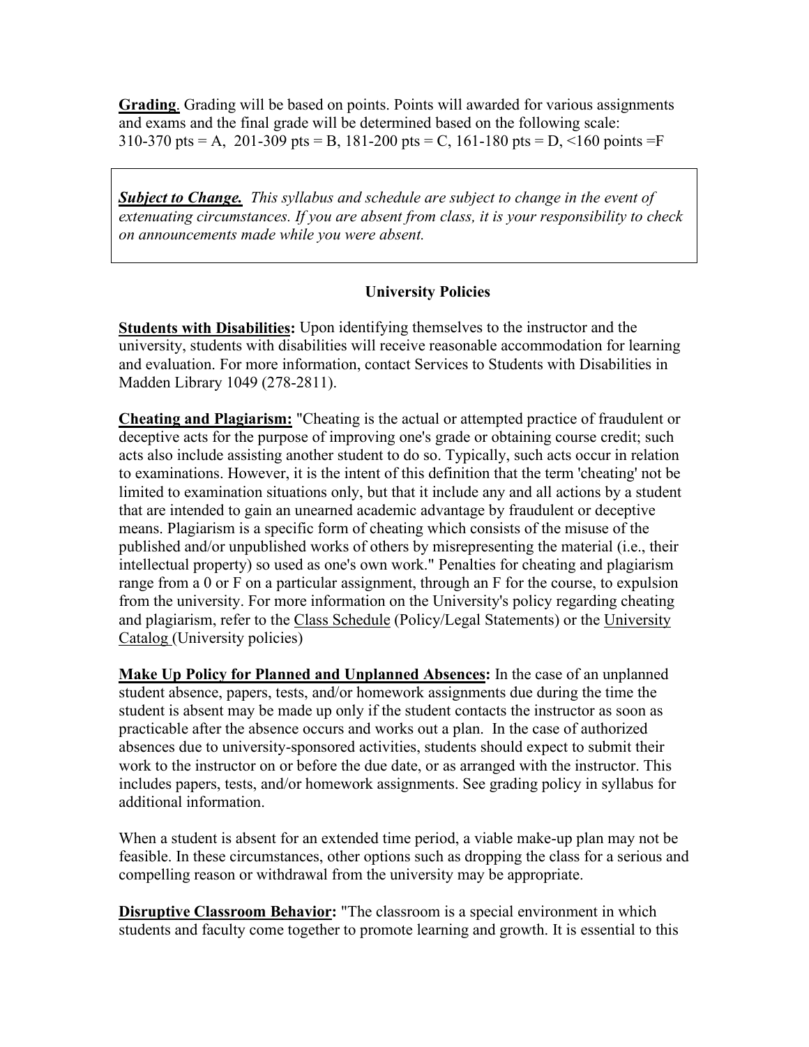**Grading**. Grading will be based on points. Points will awarded for various assignments and exams and the final grade will be determined based on the following scale: 310-370 pts = A, 201-309 pts = B, 181-200 pts = C, 161-180 pts = D, <160 points =F

> ***Subject to Change.*** *This syllabus and schedule are subject to change in the event of extenuating circumstances. If you are absent from class, it is your responsibility to check on announcements made while you were absent.*

## University Policies

**Students with Disabilities:** Upon identifying themselves to the instructor and the university, students with disabilities will receive reasonable accommodation for learning and evaluation. For more information, contact Services to Students with Disabilities in Madden Library 1049 (278-2811).

**Cheating and Plagiarism:** "Cheating is the actual or attempted practice of fraudulent or deceptive acts for the purpose of improving one's grade or obtaining course credit; such acts also include assisting another student to do so. Typically, such acts occur in relation to examinations. However, it is the intent of this definition that the term 'cheating' not be limited to examination situations only, but that it include any and all actions by a student that are intended to gain an unearned academic advantage by fraudulent or deceptive means. Plagiarism is a specific form of cheating which consists of the misuse of the published and/or unpublished works of others by misrepresenting the material (i.e., their intellectual property) so used as one's own work." Penalties for cheating and plagiarism range from a 0 or F on a particular assignment, through an F for the course, to expulsion from the university. For more information on the University's policy regarding cheating and plagiarism, refer to the Class Schedule (Policy/Legal Statements) or the University Catalog (University policies)

**Make Up Policy for Planned and Unplanned Absences:** In the case of an unplanned student absence, papers, tests, and/or homework assignments due during the time the student is absent may be made up only if the student contacts the instructor as soon as practicable after the absence occurs and works out a plan. In the case of authorized absences due to university-sponsored activities, students should expect to submit their work to the instructor on or before the due date, or as arranged with the instructor. This includes papers, tests, and/or homework assignments. See grading policy in syllabus for additional information.

When a student is absent for an extended time period, a viable make-up plan may not be feasible. In these circumstances, other options such as dropping the class for a serious and compelling reason or withdrawal from the university may be appropriate.

**Disruptive Classroom Behavior:** "The classroom is a special environment in which students and faculty come together to promote learning and growth. It is essential to this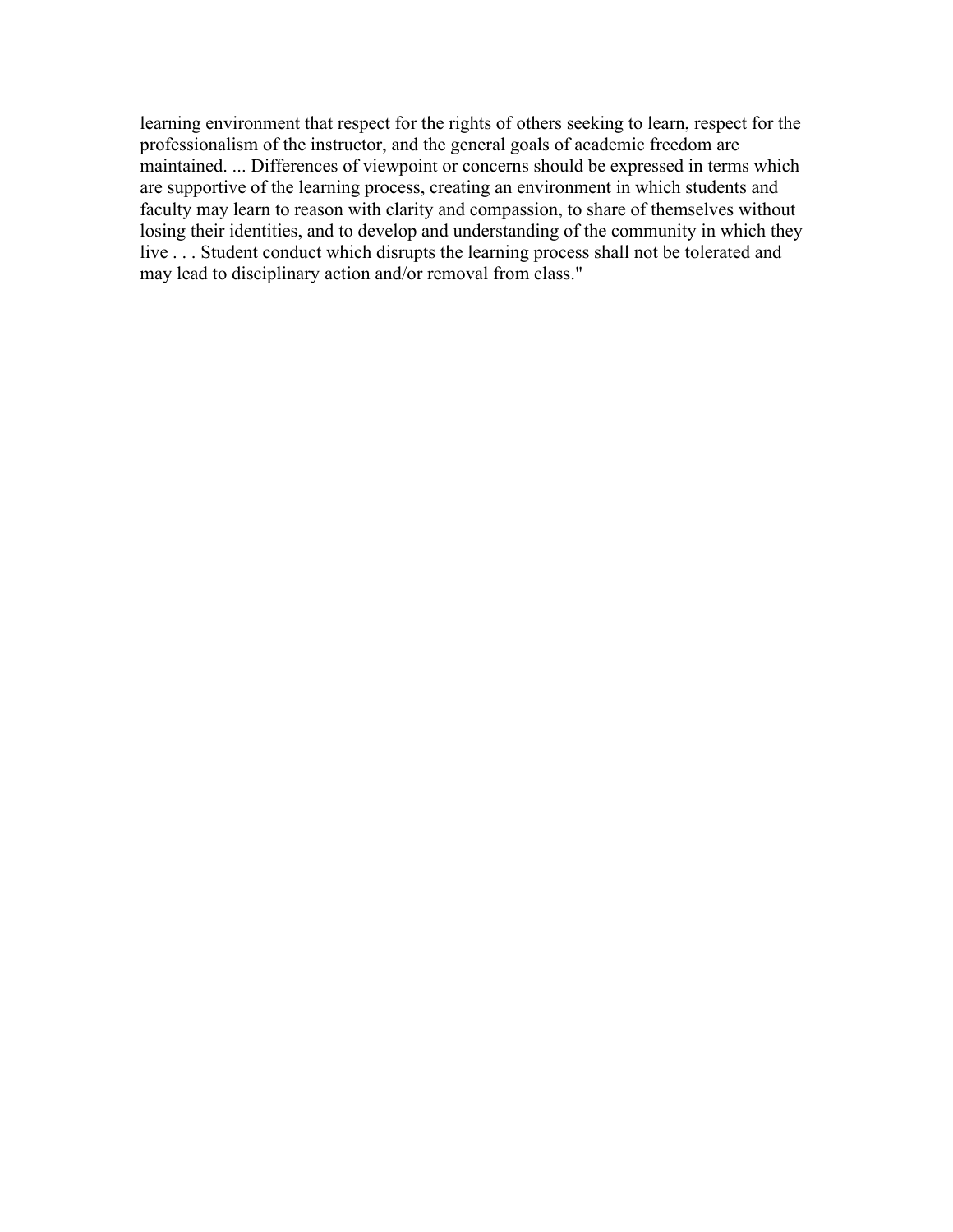learning environment that respect for the rights of others seeking to learn, respect for the professionalism of the instructor, and the general goals of academic freedom are maintained. ... Differences of viewpoint or concerns should be expressed in terms which are supportive of the learning process, creating an environment in which students and faculty may learn to reason with clarity and compassion, to share of themselves without losing their identities, and to develop and understanding of the community in which they live . . . Student conduct which disrupts the learning process shall not be tolerated and may lead to disciplinary action and/or removal from class."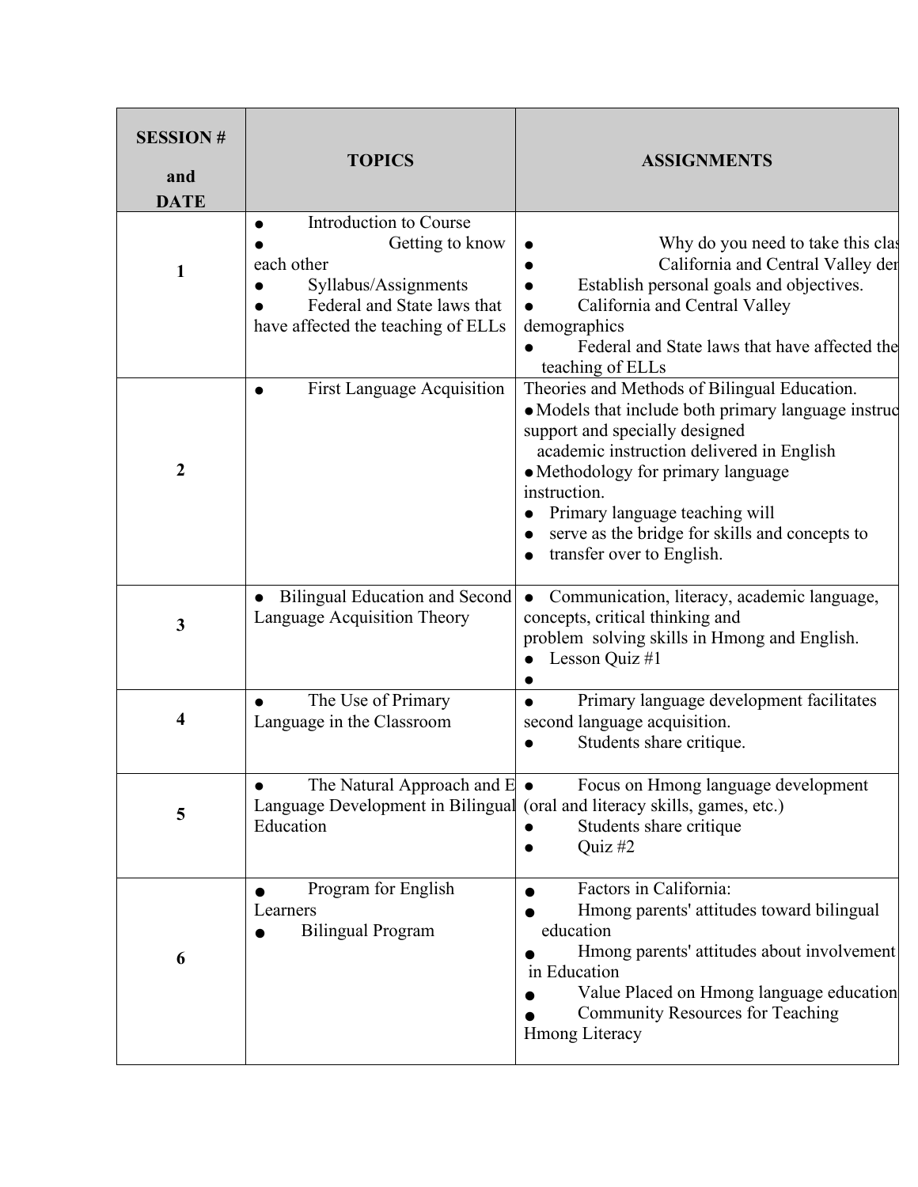| SESSION # and DATE | TOPICS | ASSIGNMENTS |
|---|---|---|
| 1 | ● Introduction to Course<br>● Getting to know each other<br>● Syllabus/Assignments<br>● Federal and State laws that have affected the teaching of ELLs | ● Why do you need to take this clas<br>● California and Central Valley der<br>● Establish personal goals and objectives.<br>● California and Central Valley demographics<br>● Federal and State laws that have affected the teaching of ELLs |
| 2 | ● First Language Acquisition | Theories and Methods of Bilingual Education.<br>● Models that include both primary language instruc support and specially designed academic instruction delivered in English<br>● Methodology for primary language instruction.<br>● Primary language teaching will<br>● serve as the bridge for skills and concepts to<br>● transfer over to English. |
| 3 | ● Bilingual Education and Second Language Acquisition Theory | ● Communication, literacy, academic language, concepts, critical thinking and problem solving skills in Hmong and English.<br>● Lesson Quiz #1<br>● |
| 4 | ● The Use of Primary Language in the Classroom | ● Primary language development facilitates second language acquisition.<br>● Students share critique. |
| 5 | ● The Natural Approach and E Language Development in Bilingual Education | ● Focus on Hmong language development (oral and literacy skills, games, etc.)<br>● Students share critique<br>● Quiz #2 |
| 6 | ● Program for English Learners<br>● Bilingual Program | ● Factors in California:<br>● Hmong parents' attitudes toward bilingual education<br>● Hmong parents' attitudes about involvement in Education<br>● Value Placed on Hmong language education<br>● Community Resources for Teaching Hmong Literacy |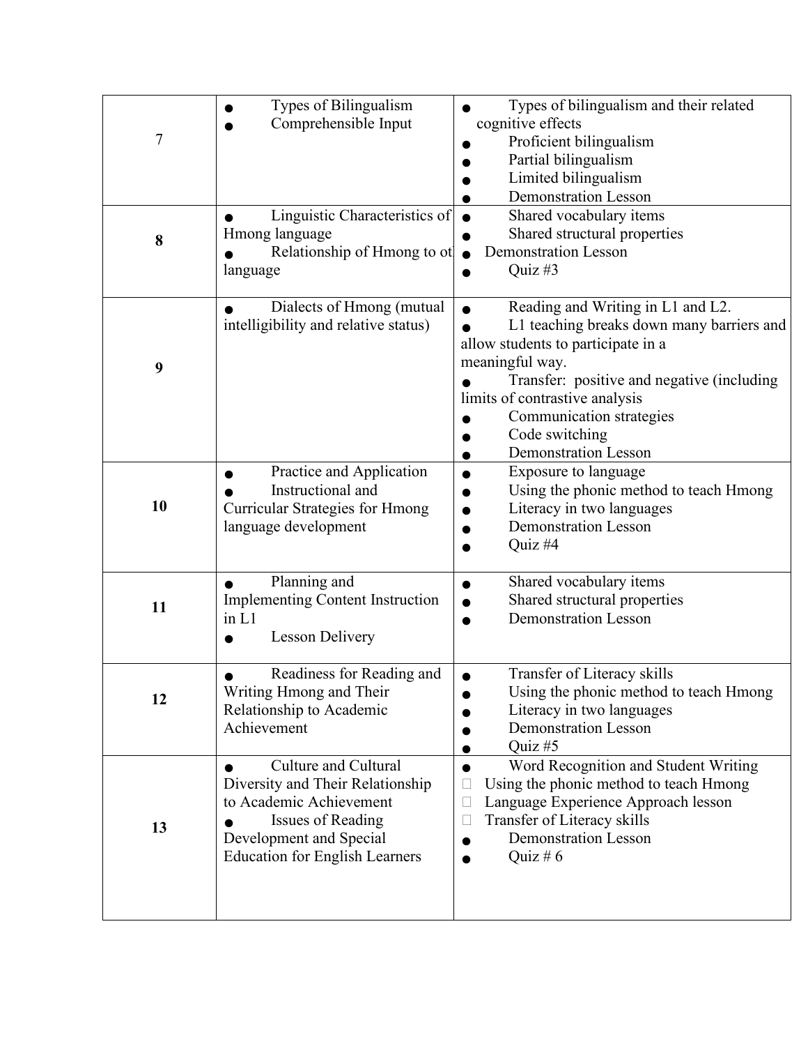| | | |
|---|---|---|
| 7 | ● Types of Bilingualism<br>● Comprehensible Input | ● Types of bilingualism and their related cognitive effects<br>● Proficient bilingualism<br>● Partial bilingualism<br>● Limited bilingualism<br>● Demonstration Lesson |
| **8** | ● Linguistic Characteristics of Hmong language<br>● Relationship of Hmong to ot language | ● Shared vocabulary items<br>● Shared structural properties<br>● Demonstration Lesson<br>● Quiz #3 |
| **9** | ● Dialects of Hmong (mutual intelligibility and relative status) | ● Reading and Writing in L1 and L2.<br>● L1 teaching breaks down many barriers and allow students to participate in a meaningful way.<br>● Transfer: positive and negative (including limits of contrastive analysis<br>● Communication strategies<br>● Code switching<br>● Demonstration Lesson |
| **10** | ● Practice and Application<br>● Instructional and Curricular Strategies for Hmong language development | ● Exposure to language<br>● Using the phonic method to teach Hmong<br>● Literacy in two languages<br>● Demonstration Lesson<br>● Quiz #4 |
| **11** | ● Planning and Implementing Content Instruction in L1<br>● Lesson Delivery | ● Shared vocabulary items<br>● Shared structural properties<br>● Demonstration Lesson |
| **12** | ● Readiness for Reading and Writing Hmong and Their Relationship to Academic Achievement | ● Transfer of Literacy skills<br>● Using the phonic method to teach Hmong<br>● Literacy in two languages<br>● Demonstration Lesson<br>● Quiz #5 |
| **13** | ● Culture and Cultural Diversity and Their Relationship to Academic Achievement<br>● Issues of Reading Development and Special Education for English Learners | ● Word Recognition and Student Writing<br>□ Using the phonic method to teach Hmong<br>□ Language Experience Approach lesson<br>□ Transfer of Literacy skills<br>● Demonstration Lesson<br>● Quiz # 6 |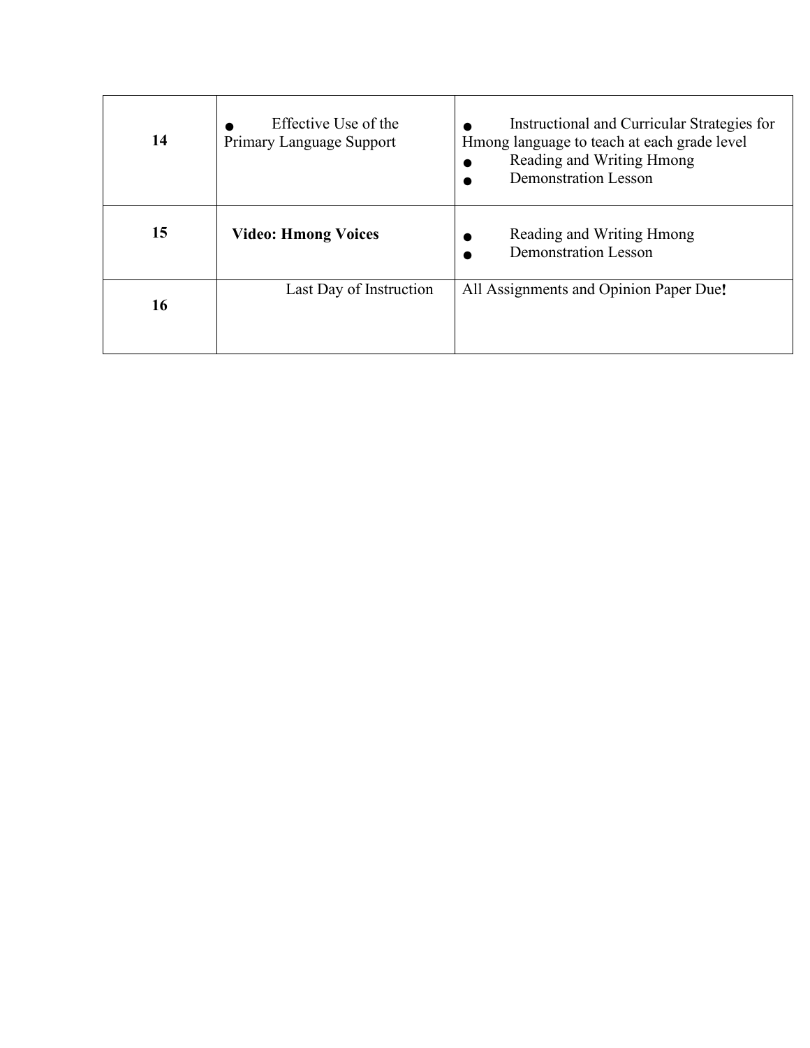| | | |
|---|---|---|
| **14** | ● Effective Use of the Primary Language Support | ● Instructional and Curricular Strategies for Hmong language to teach at each grade level<br>● Reading and Writing Hmong<br>● Demonstration Lesson |
| **15** | **Video: Hmong Voices** | ● Reading and Writing Hmong<br>● Demonstration Lesson |
| **16** | Last Day of Instruction | All Assignments and Opinion Paper Due! |